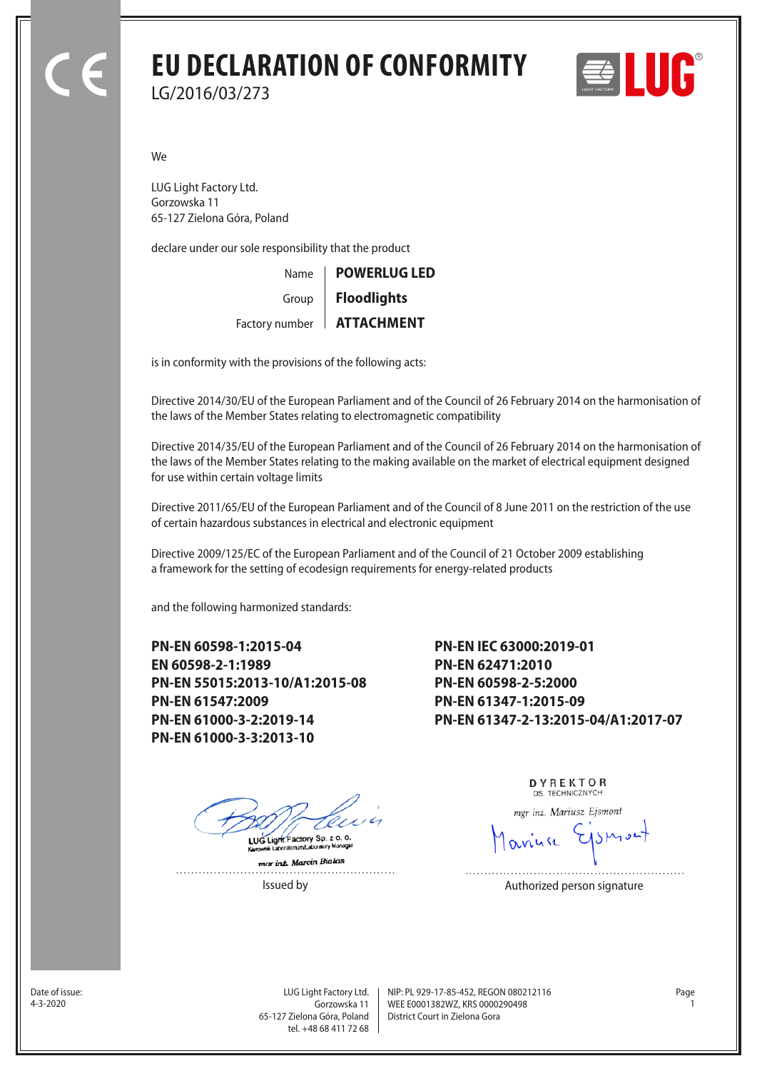# EU DECLARATION OF CONFORMITY

LG/2016/03/273

We

LUG Light Factory Ltd.
Gorzowska 11
65-127 Zielona Góra, Poland

declare under our sole responsibility that the product

| | |
|---|---|
| Name | **POWERLUG LED** |
| Group | **Floodlights** |
| Factory number | **ATTACHMENT** |

is in conformity with the provisions of the following acts:

Directive 2014/30/EU of the European Parliament and of the Council of 26 February 2014 on the harmonisation of the laws of the Member States relating to electromagnetic compatibility

Directive 2014/35/EU of the European Parliament and of the Council of 26 February 2014 on the harmonisation of the laws of the Member States relating to the making available on the market of electrical equipment designed for use within certain voltage limits

Directive 2011/65/EU of the European Parliament and of the Council of 8 June 2011 on the restriction of the use of certain hazardous substances in electrical and electronic equipment

Directive 2009/125/EC of the European Parliament and of the Council of 21 October 2009 establishing a framework for the setting of ecodesign requirements for energy-related products

and the following harmonized standards:

**PN-EN 60598-1:2015-04**
**EN 60598-2-1:1989**
**PN-EN 55015:2013-10/A1:2015-08**
**PN-EN 61547:2009**
**PN-EN 61000-3-2:2019-14**
**PN-EN 61000-3-3:2013-10**
**PN-EN IEC 63000:2019-01**
**PN-EN 62471:2010**
**PN-EN 60598-2-5:2000**
**PN-EN 61347-1:2015-09**
**PN-EN 61347-2-13:2015-04/A1:2017-07**

LUG Light Factory Sp. z o. o.
Kierownik Laboratorium/Laboratory Manager
mgr inż. Marcin Białas

Issued by

DYREKTOR
DS. TECHNICZNYCH
mgr inż. Mariusz Ejsmont

Authorized person signature

Date of issue:
4-3-2020

LUG Light Factory Ltd.
Gorzowska 11
65-127 Zielona Góra, Poland
tel. +48 68 411 72 68

NIP: PL 929-17-85-452, REGON 080212116
WEE E0001382WZ, KRS 0000290498
District Court in Zielona Gora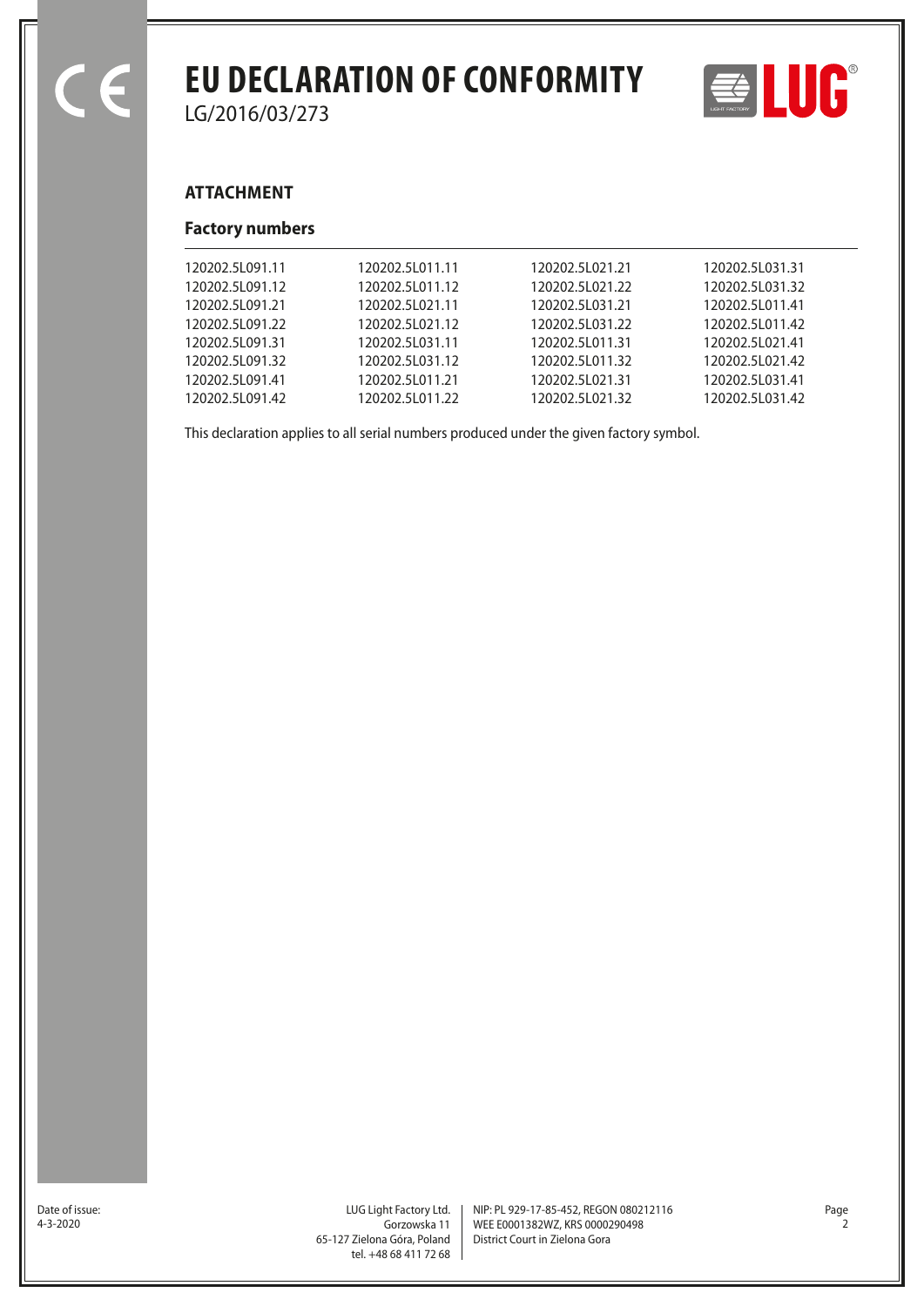# EU DECLARATION OF CONFORMITY

LG/2016/03/273

## ATTACHMENT

### Factory numbers

| | | | |
|---|---|---|---|
| 120202.5L091.11 | 120202.5L011.11 | 120202.5L021.21 | 120202.5L031.31 |
| 120202.5L091.12 | 120202.5L011.12 | 120202.5L021.22 | 120202.5L031.32 |
| 120202.5L091.21 | 120202.5L021.11 | 120202.5L031.21 | 120202.5L011.41 |
| 120202.5L091.22 | 120202.5L021.12 | 120202.5L031.22 | 120202.5L011.42 |
| 120202.5L091.31 | 120202.5L031.11 | 120202.5L011.31 | 120202.5L021.41 |
| 120202.5L091.32 | 120202.5L031.12 | 120202.5L011.32 | 120202.5L021.42 |
| 120202.5L091.41 | 120202.5L011.21 | 120202.5L021.31 | 120202.5L031.41 |
| 120202.5L091.42 | 120202.5L011.22 | 120202.5L021.32 | 120202.5L031.42 |

This declaration applies to all serial numbers produced under the given factory symbol.

Date of issue:
4-3-2020

LUG Light Factory Ltd.
Gorzowska 11
65-127 Zielona Góra, Poland
tel. +48 68 411 72 68

NIP: PL 929-17-85-452, REGON 080212116
WEE E0001382WZ, KRS 0000290498
District Court in Zielona Gora